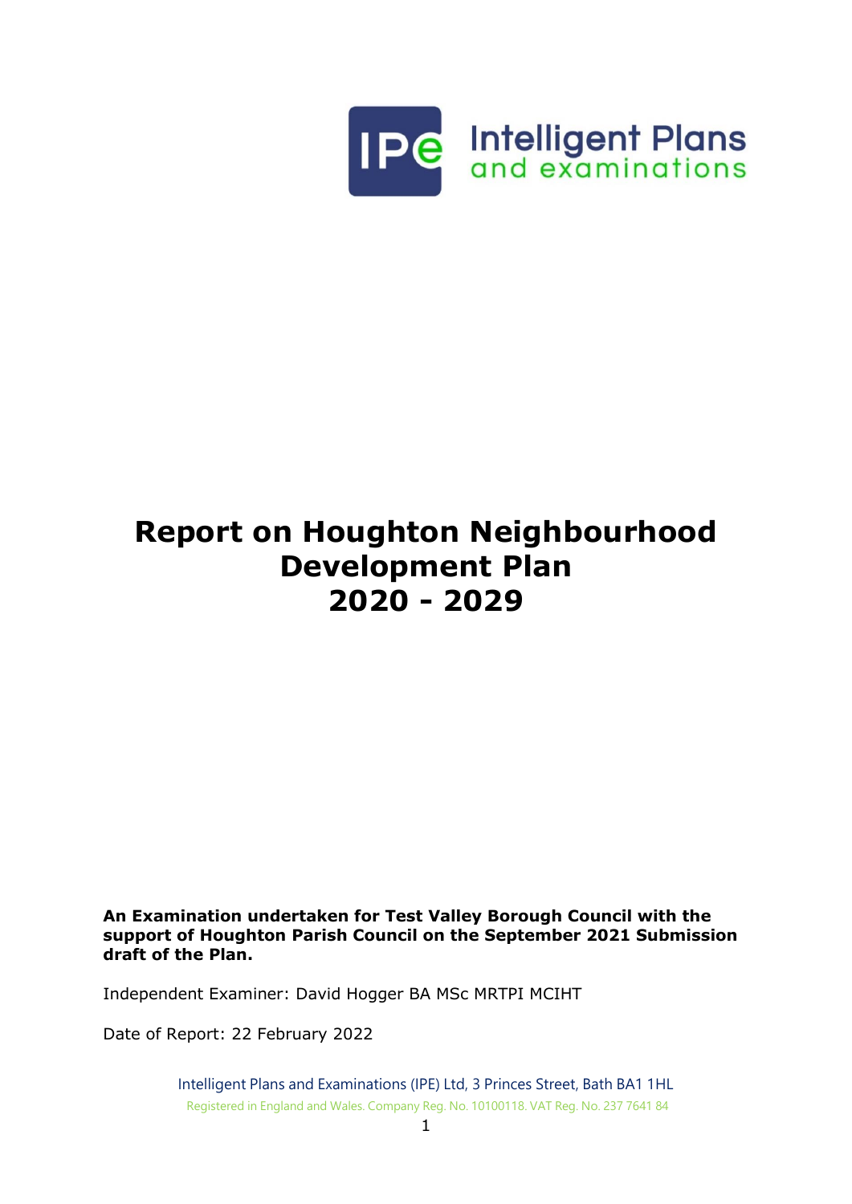Intelligent Plans and examinations

# Report on Houghton Neighbourhood Development Plan 2020 - 2029

**An Examination undertaken for Test Valley Borough Council with the support of Houghton Parish Council on the September 2021 Submission draft of the Plan.**

Independent Examiner: David Hogger BA MSc MRTPI MCIHT

Date of Report: 22 February 2022

Intelligent Plans and Examinations (IPE) Ltd, 3 Princes Street, Bath BA1 1HL

Registered in England and Wales. Company Reg. No. 10100118. VAT Reg. No. 237 7641 84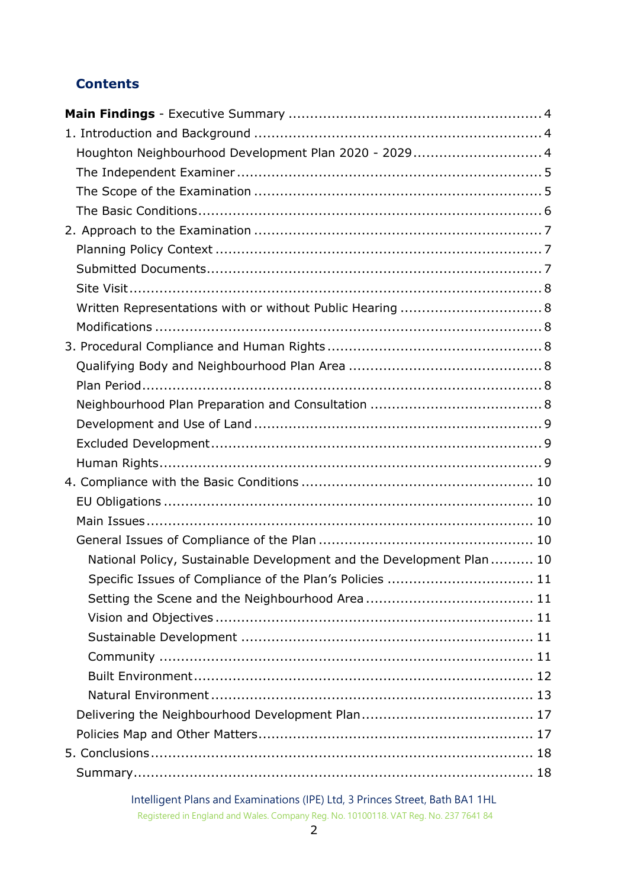## Contents

**Main Findings** - Executive Summary ..... 4

1. Introduction and Background ..... 4
   - Houghton Neighbourhood Development Plan 2020 - 2029 ..... 4
   - The Independent Examiner ..... 5
   - The Scope of the Examination ..... 5
   - The Basic Conditions ..... 6
2. Approach to the Examination ..... 7
   - Planning Policy Context ..... 7
   - Submitted Documents ..... 7
   - Site Visit ..... 8
   - Written Representations with or without Public Hearing ..... 8
   - Modifications ..... 8
3. Procedural Compliance and Human Rights ..... 8
   - Qualifying Body and Neighbourhood Plan Area ..... 8
   - Plan Period ..... 8
   - Neighbourhood Plan Preparation and Consultation ..... 8
   - Development and Use of Land ..... 9
   - Excluded Development ..... 9
   - Human Rights ..... 9
4. Compliance with the Basic Conditions ..... 10
   - EU Obligations ..... 10
   - Main Issues ..... 10
   - General Issues of Compliance of the Plan ..... 10
     - National Policy, Sustainable Development and the Development Plan ..... 10
     - Specific Issues of Compliance of the Plan's Policies ..... 11
     - Setting the Scene and the Neighbourhood Area ..... 11
     - Vision and Objectives ..... 11
     - Sustainable Development ..... 11
     - Community ..... 11
     - Built Environment ..... 12
     - Natural Environment ..... 13
   - Delivering the Neighbourhood Development Plan ..... 17
   - Policies Map and Other Matters ..... 17
5. Conclusions ..... 18
   - Summary ..... 18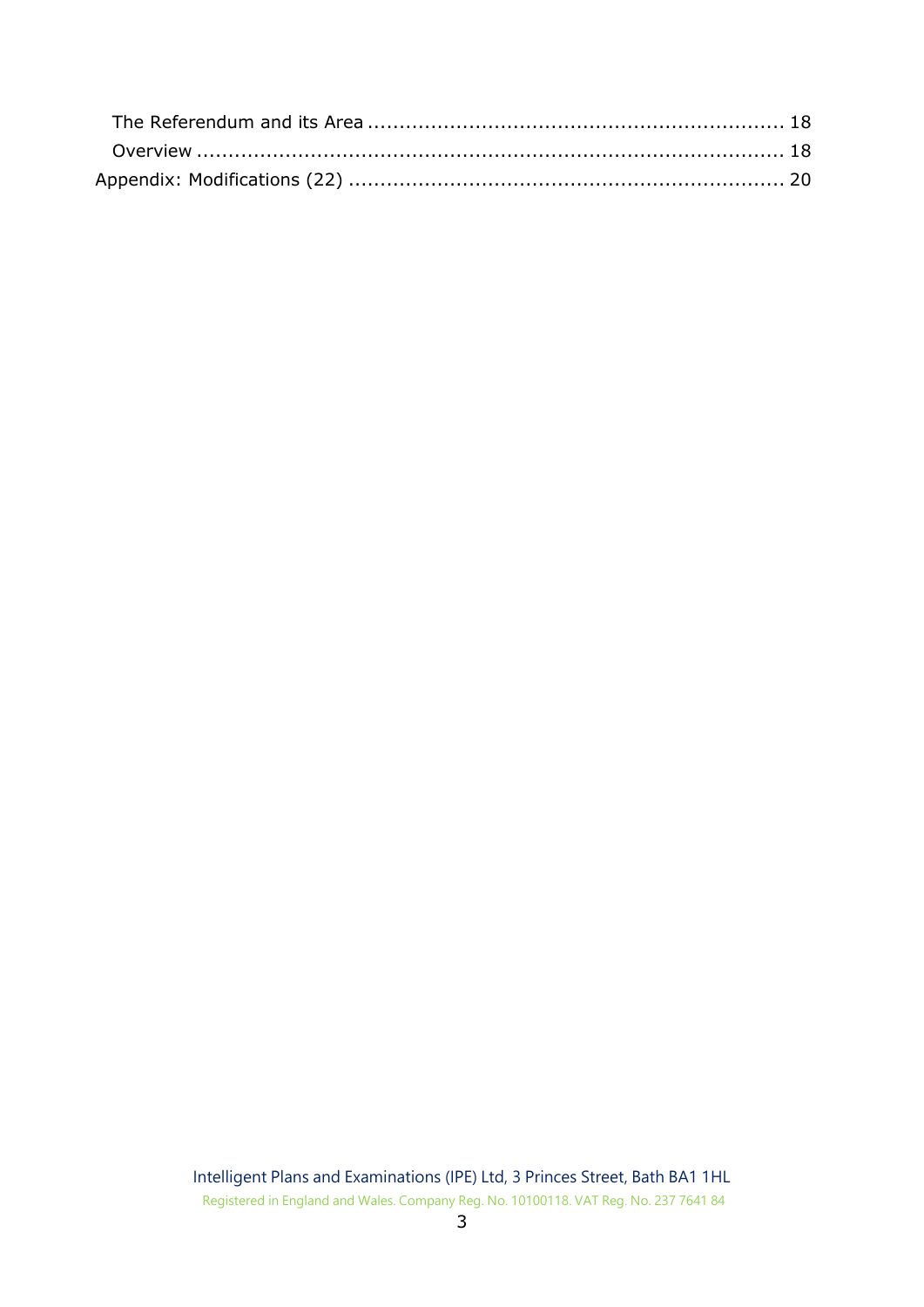The Referendum and its Area ............................................................... 18

Overview ........................................................................................ 18

Appendix: Modifications (22) ................................................................ 20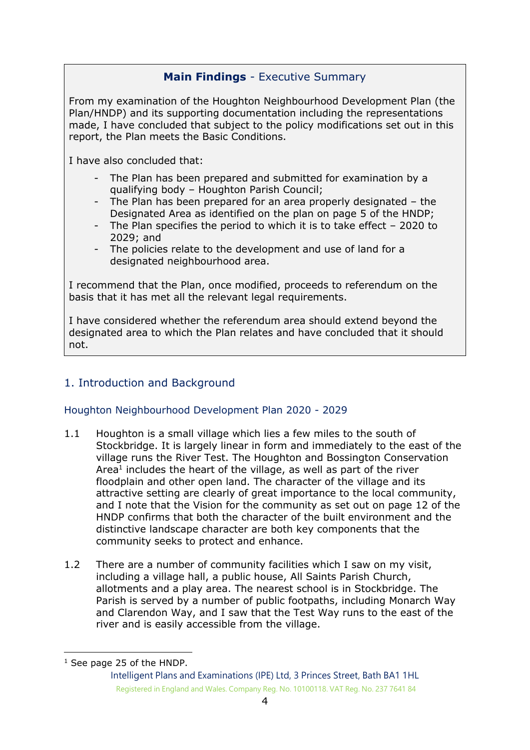## **Main Findings** - Executive Summary

From my examination of the Houghton Neighbourhood Development Plan (the Plan/HNDP) and its supporting documentation including the representations made, I have concluded that subject to the policy modifications set out in this report, the Plan meets the Basic Conditions.

I have also concluded that:

- The Plan has been prepared and submitted for examination by a qualifying body – Houghton Parish Council;
- The Plan has been prepared for an area properly designated – the Designated Area as identified on the plan on page 5 of the HNDP;
- The Plan specifies the period to which it is to take effect – 2020 to 2029; and
- The policies relate to the development and use of land for a designated neighbourhood area.

I recommend that the Plan, once modified, proceeds to referendum on the basis that it has met all the relevant legal requirements.

I have considered whether the referendum area should extend beyond the designated area to which the Plan relates and have concluded that it should not.

## 1. Introduction and Background

### Houghton Neighbourhood Development Plan 2020 - 2029

1.1 Houghton is a small village which lies a few miles to the south of Stockbridge. It is largely linear in form and immediately to the east of the village runs the River Test. The Houghton and Bossington Conservation Area[1] includes the heart of the village, as well as part of the river floodplain and other open land. The character of the village and its attractive setting are clearly of great importance to the local community, and I note that the Vision for the community as set out on page 12 of the HNDP confirms that both the character of the built environment and the distinctive landscape character are both key components that the community seeks to protect and enhance.

1.2 There are a number of community facilities which I saw on my visit, including a village hall, a public house, All Saints Parish Church, allotments and a play area. The nearest school is in Stockbridge. The Parish is served by a number of public footpaths, including Monarch Way and Clarendon Way, and I saw that the Test Way runs to the east of the river and is easily accessible from the village.

[1] See page 25 of the HNDP.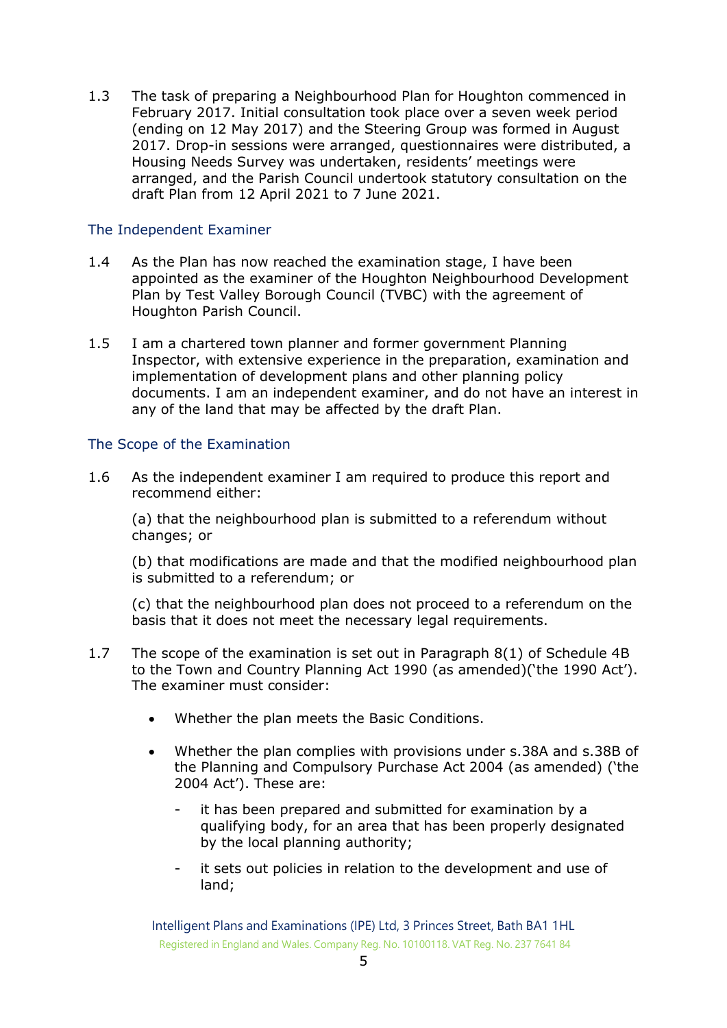1.3 The task of preparing a Neighbourhood Plan for Houghton commenced in February 2017. Initial consultation took place over a seven week period (ending on 12 May 2017) and the Steering Group was formed in August 2017. Drop-in sessions were arranged, questionnaires were distributed, a Housing Needs Survey was undertaken, residents' meetings were arranged, and the Parish Council undertook statutory consultation on the draft Plan from 12 April 2021 to 7 June 2021.

## The Independent Examiner

1.4 As the Plan has now reached the examination stage, I have been appointed as the examiner of the Houghton Neighbourhood Development Plan by Test Valley Borough Council (TVBC) with the agreement of Houghton Parish Council.

1.5 I am a chartered town planner and former government Planning Inspector, with extensive experience in the preparation, examination and implementation of development plans and other planning policy documents. I am an independent examiner, and do not have an interest in any of the land that may be affected by the draft Plan.

## The Scope of the Examination

1.6 As the independent examiner I am required to produce this report and recommend either:

(a) that the neighbourhood plan is submitted to a referendum without changes; or

(b) that modifications are made and that the modified neighbourhood plan is submitted to a referendum; or

(c) that the neighbourhood plan does not proceed to a referendum on the basis that it does not meet the necessary legal requirements.

1.7 The scope of the examination is set out in Paragraph 8(1) of Schedule 4B to the Town and Country Planning Act 1990 (as amended)('the 1990 Act'). The examiner must consider:

- Whether the plan meets the Basic Conditions.
- Whether the plan complies with provisions under s.38A and s.38B of the Planning and Compulsory Purchase Act 2004 (as amended) ('the 2004 Act'). These are:
  - it has been prepared and submitted for examination by a qualifying body, for an area that has been properly designated by the local planning authority;
  - it sets out policies in relation to the development and use of land;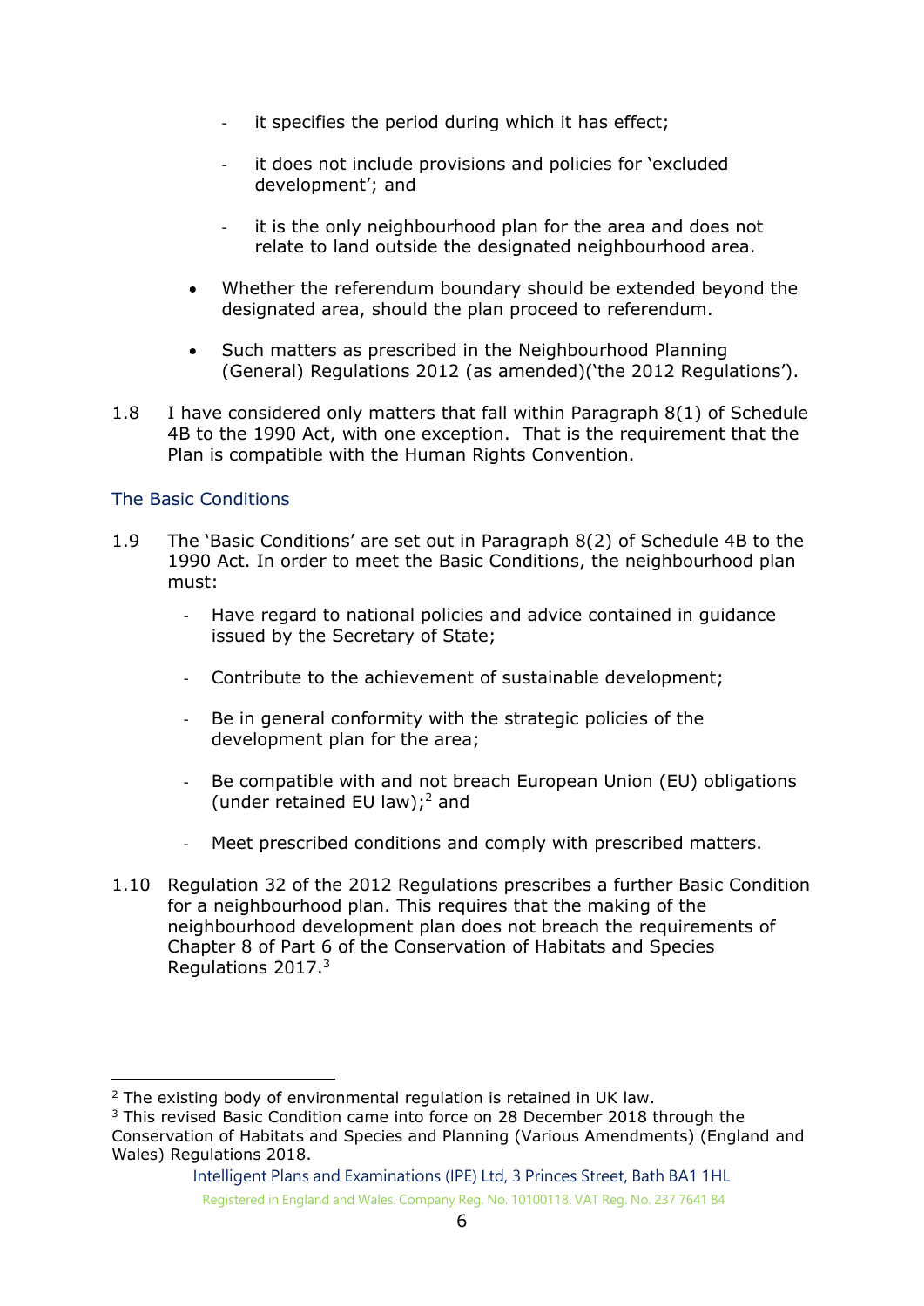- it specifies the period during which it has effect;

  - it does not include provisions and policies for 'excluded development'; and

  - it is the only neighbourhood plan for the area and does not relate to land outside the designated neighbourhood area.

- Whether the referendum boundary should be extended beyond the designated area, should the plan proceed to referendum.

- Such matters as prescribed in the Neighbourhood Planning (General) Regulations 2012 (as amended)('the 2012 Regulations').

1.8 I have considered only matters that fall within Paragraph 8(1) of Schedule 4B to the 1990 Act, with one exception. That is the requirement that the Plan is compatible with the Human Rights Convention.

## The Basic Conditions

1.9 The 'Basic Conditions' are set out in Paragraph 8(2) of Schedule 4B to the 1990 Act. In order to meet the Basic Conditions, the neighbourhood plan must:

- Have regard to national policies and advice contained in guidance issued by the Secretary of State;

- Contribute to the achievement of sustainable development;

- Be in general conformity with the strategic policies of the development plan for the area;

- Be compatible with and not breach European Union (EU) obligations (under retained EU law);[2] and

- Meet prescribed conditions and comply with prescribed matters.

1.10 Regulation 32 of the 2012 Regulations prescribes a further Basic Condition for a neighbourhood plan. This requires that the making of the neighbourhood development plan does not breach the requirements of Chapter 8 of Part 6 of the Conservation of Habitats and Species Regulations 2017.[3]

---

[2] The existing body of environmental regulation is retained in UK law.

[3] This revised Basic Condition came into force on 28 December 2018 through the Conservation of Habitats and Species and Planning (Various Amendments) (England and Wales) Regulations 2018.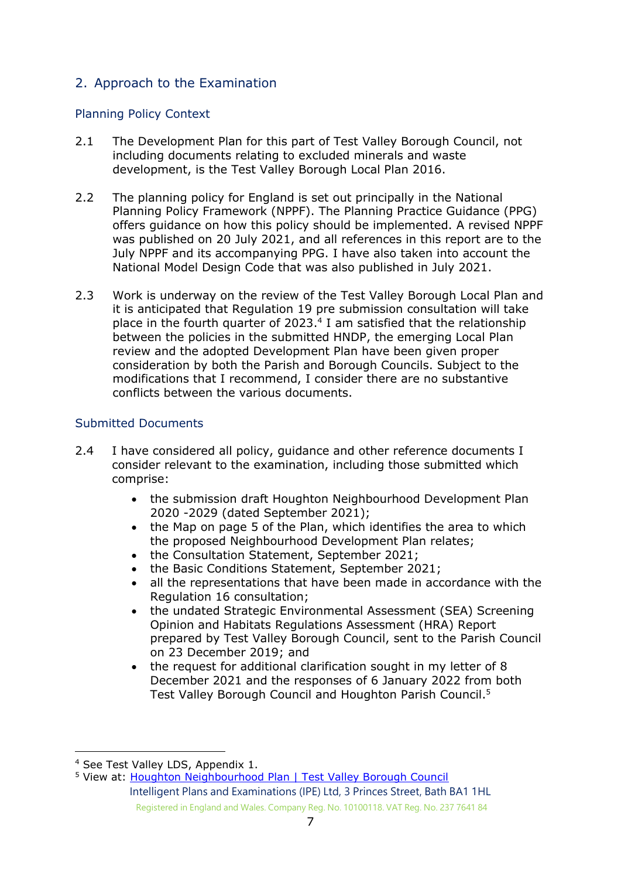## 2. Approach to the Examination

### Planning Policy Context

2.1 The Development Plan for this part of Test Valley Borough Council, not including documents relating to excluded minerals and waste development, is the Test Valley Borough Local Plan 2016.

2.2 The planning policy for England is set out principally in the National Planning Policy Framework (NPPF). The Planning Practice Guidance (PPG) offers guidance on how this policy should be implemented. A revised NPPF was published on 20 July 2021, and all references in this report are to the July NPPF and its accompanying PPG. I have also taken into account the National Model Design Code that was also published in July 2021.

2.3 Work is underway on the review of the Test Valley Borough Local Plan and it is anticipated that Regulation 19 pre submission consultation will take place in the fourth quarter of 2023.[4] I am satisfied that the relationship between the policies in the submitted HNDP, the emerging Local Plan review and the adopted Development Plan have been given proper consideration by both the Parish and Borough Councils. Subject to the modifications that I recommend, I consider there are no substantive conflicts between the various documents.

### Submitted Documents

2.4 I have considered all policy, guidance and other reference documents I consider relevant to the examination, including those submitted which comprise:

- the submission draft Houghton Neighbourhood Development Plan 2020 -2029 (dated September 2021);
- the Map on page 5 of the Plan, which identifies the area to which the proposed Neighbourhood Development Plan relates;
- the Consultation Statement, September 2021;
- the Basic Conditions Statement, September 2021;
- all the representations that have been made in accordance with the Regulation 16 consultation;
- the undated Strategic Environmental Assessment (SEA) Screening Opinion and Habitats Regulations Assessment (HRA) Report prepared by Test Valley Borough Council, sent to the Parish Council on 23 December 2019; and
- the request for additional clarification sought in my letter of 8 December 2021 and the responses of 6 January 2022 from both Test Valley Borough Council and Houghton Parish Council.[5]

---

[4] See Test Valley LDS, Appendix 1.

[5] View at: Houghton Neighbourhood Plan | Test Valley Borough Council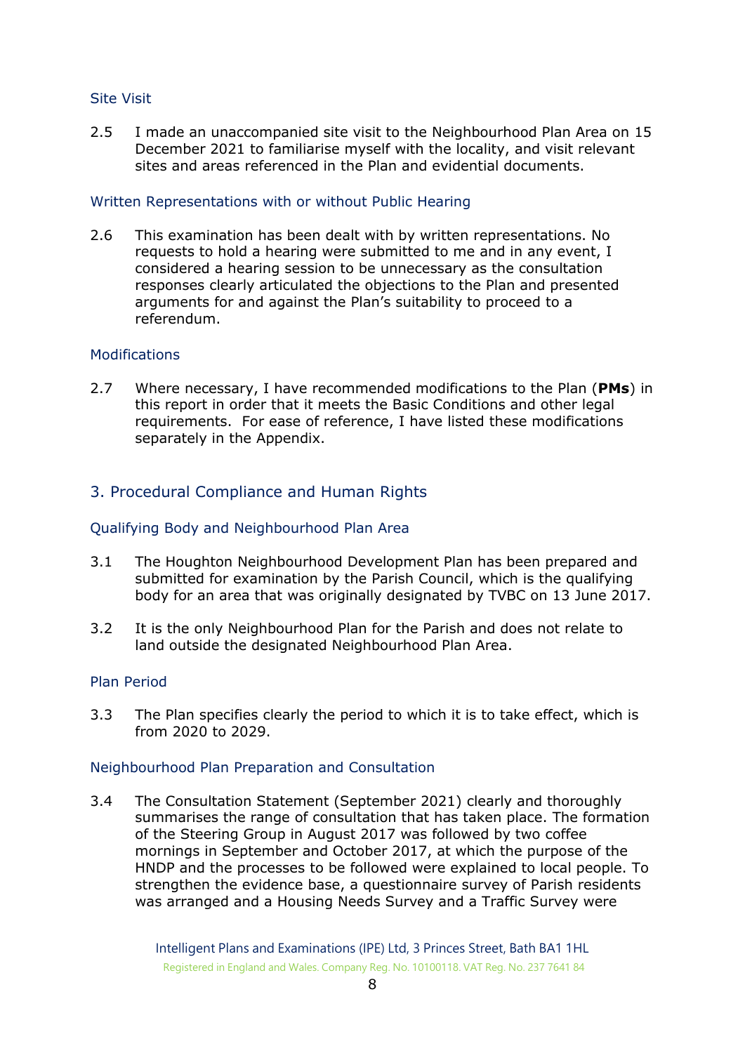### Site Visit

2.5 I made an unaccompanied site visit to the Neighbourhood Plan Area on 15 December 2021 to familiarise myself with the locality, and visit relevant sites and areas referenced in the Plan and evidential documents.

### Written Representations with or without Public Hearing

2.6 This examination has been dealt with by written representations. No requests to hold a hearing were submitted to me and in any event, I considered a hearing session to be unnecessary as the consultation responses clearly articulated the objections to the Plan and presented arguments for and against the Plan's suitability to proceed to a referendum.

### Modifications

2.7 Where necessary, I have recommended modifications to the Plan (**PMs**) in this report in order that it meets the Basic Conditions and other legal requirements. For ease of reference, I have listed these modifications separately in the Appendix.

## 3. Procedural Compliance and Human Rights

### Qualifying Body and Neighbourhood Plan Area

3.1 The Houghton Neighbourhood Development Plan has been prepared and submitted for examination by the Parish Council, which is the qualifying body for an area that was originally designated by TVBC on 13 June 2017.

3.2 It is the only Neighbourhood Plan for the Parish and does not relate to land outside the designated Neighbourhood Plan Area.

### Plan Period

3.3 The Plan specifies clearly the period to which it is to take effect, which is from 2020 to 2029.

### Neighbourhood Plan Preparation and Consultation

3.4 The Consultation Statement (September 2021) clearly and thoroughly summarises the range of consultation that has taken place. The formation of the Steering Group in August 2017 was followed by two coffee mornings in September and October 2017, at which the purpose of the HNDP and the processes to be followed were explained to local people. To strengthen the evidence base, a questionnaire survey of Parish residents was arranged and a Housing Needs Survey and a Traffic Survey were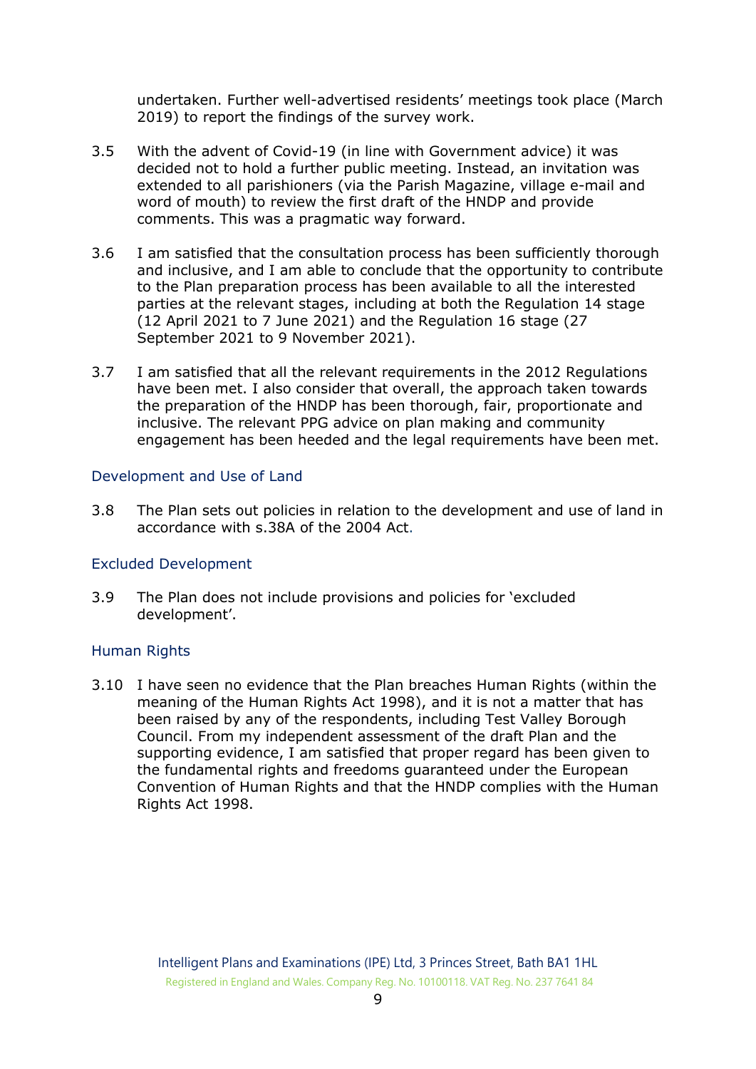undertaken. Further well-advertised residents' meetings took place (March 2019) to report the findings of the survey work.

3.5 With the advent of Covid-19 (in line with Government advice) it was decided not to hold a further public meeting. Instead, an invitation was extended to all parishioners (via the Parish Magazine, village e-mail and word of mouth) to review the first draft of the HNDP and provide comments. This was a pragmatic way forward.

3.6 I am satisfied that the consultation process has been sufficiently thorough and inclusive, and I am able to conclude that the opportunity to contribute to the Plan preparation process has been available to all the interested parties at the relevant stages, including at both the Regulation 14 stage (12 April 2021 to 7 June 2021) and the Regulation 16 stage (27 September 2021 to 9 November 2021).

3.7 I am satisfied that all the relevant requirements in the 2012 Regulations have been met. I also consider that overall, the approach taken towards the preparation of the HNDP has been thorough, fair, proportionate and inclusive. The relevant PPG advice on plan making and community engagement has been heeded and the legal requirements have been met.

### Development and Use of Land

3.8 The Plan sets out policies in relation to the development and use of land in accordance with s.38A of the 2004 Act.

### Excluded Development

3.9 The Plan does not include provisions and policies for 'excluded development'.

### Human Rights

3.10 I have seen no evidence that the Plan breaches Human Rights (within the meaning of the Human Rights Act 1998), and it is not a matter that has been raised by any of the respondents, including Test Valley Borough Council. From my independent assessment of the draft Plan and the supporting evidence, I am satisfied that proper regard has been given to the fundamental rights and freedoms guaranteed under the European Convention of Human Rights and that the HNDP complies with the Human Rights Act 1998.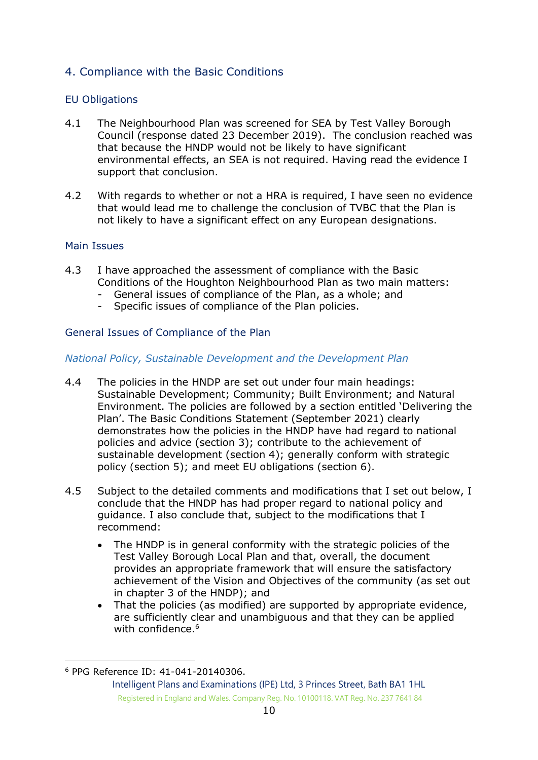## 4. Compliance with the Basic Conditions

### EU Obligations

4.1 The Neighbourhood Plan was screened for SEA by Test Valley Borough Council (response dated 23 December 2019). The conclusion reached was that because the HNDP would not be likely to have significant environmental effects, an SEA is not required. Having read the evidence I support that conclusion.

4.2 With regards to whether or not a HRA is required, I have seen no evidence that would lead me to challenge the conclusion of TVBC that the Plan is not likely to have a significant effect on any European designations.

### Main Issues

4.3 I have approached the assessment of compliance with the Basic Conditions of the Houghton Neighbourhood Plan as two main matters:
- General issues of compliance of the Plan, as a whole; and
- Specific issues of compliance of the Plan policies.

### General Issues of Compliance of the Plan

#### *National Policy, Sustainable Development and the Development Plan*

4.4 The policies in the HNDP are set out under four main headings: Sustainable Development; Community; Built Environment; and Natural Environment. The policies are followed by a section entitled 'Delivering the Plan'. The Basic Conditions Statement (September 2021) clearly demonstrates how the policies in the HNDP have had regard to national policies and advice (section 3); contribute to the achievement of sustainable development (section 4); generally conform with strategic policy (section 5); and meet EU obligations (section 6).

4.5 Subject to the detailed comments and modifications that I set out below, I conclude that the HNDP has had proper regard to national policy and guidance. I also conclude that, subject to the modifications that I recommend:

- The HNDP is in general conformity with the strategic policies of the Test Valley Borough Local Plan and that, overall, the document provides an appropriate framework that will ensure the satisfactory achievement of the Vision and Objectives of the community (as set out in chapter 3 of the HNDP); and
- That the policies (as modified) are supported by appropriate evidence, are sufficiently clear and unambiguous and that they can be applied with confidence.[6]

[6] PPG Reference ID: 41-041-20140306.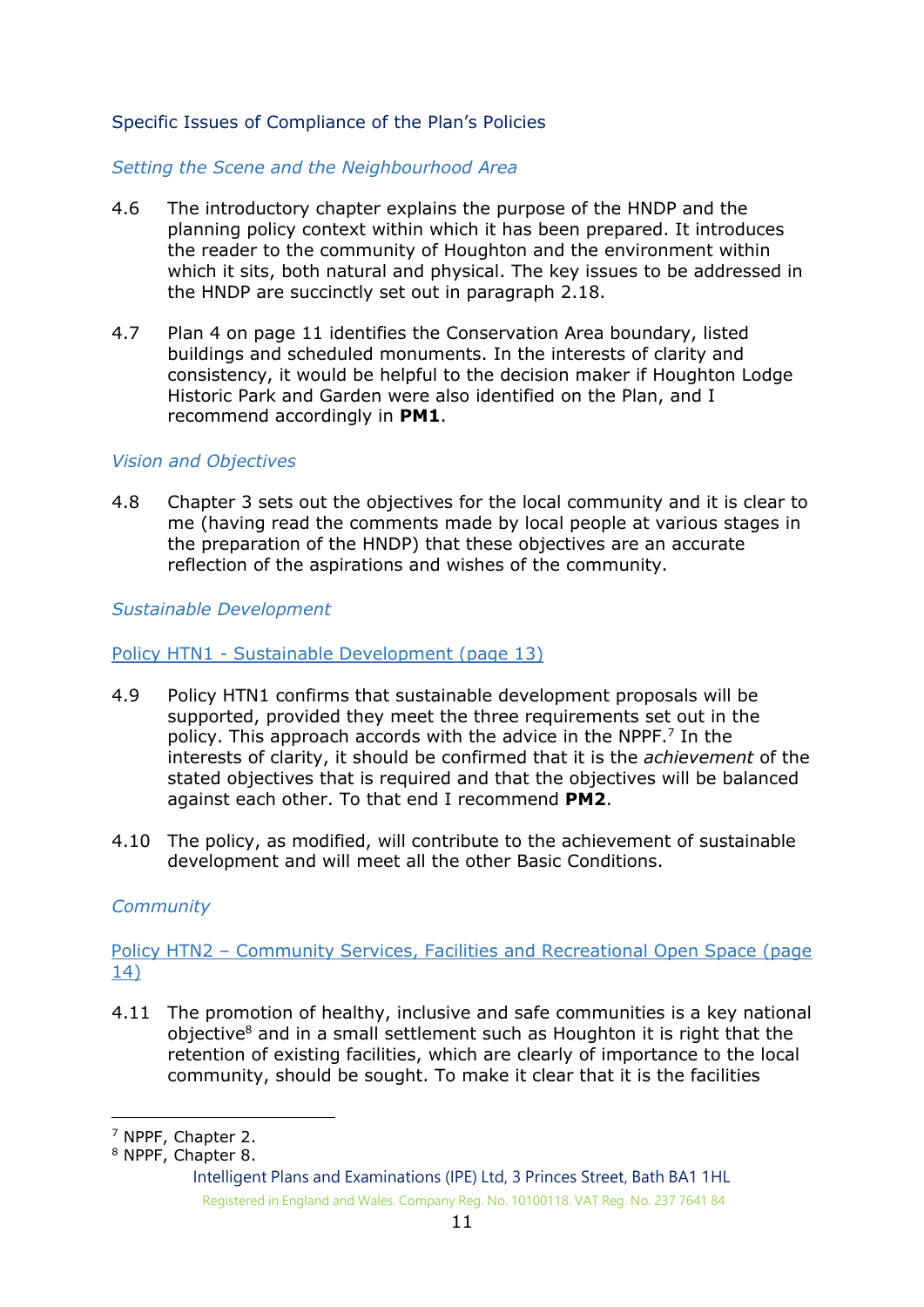## Specific Issues of Compliance of the Plan's Policies

*Setting the Scene and the Neighbourhood Area*

4.6 The introductory chapter explains the purpose of the HNDP and the planning policy context within which it has been prepared. It introduces the reader to the community of Houghton and the environment within which it sits, both natural and physical. The key issues to be addressed in the HNDP are succinctly set out in paragraph 2.18.

4.7 Plan 4 on page 11 identifies the Conservation Area boundary, listed buildings and scheduled monuments. In the interests of clarity and consistency, it would be helpful to the decision maker if Houghton Lodge Historic Park and Garden were also identified on the Plan, and I recommend accordingly in **PM1**.

*Vision and Objectives*

4.8 Chapter 3 sets out the objectives for the local community and it is clear to me (having read the comments made by local people at various stages in the preparation of the HNDP) that these objectives are an accurate reflection of the aspirations and wishes of the community.

*Sustainable Development*

Policy HTN1 - Sustainable Development (page 13)

4.9 Policy HTN1 confirms that sustainable development proposals will be supported, provided they meet the three requirements set out in the policy. This approach accords with the advice in the NPPF.[7] In the interests of clarity, it should be confirmed that it is the *achievement* of the stated objectives that is required and that the objectives will be balanced against each other. To that end I recommend **PM2**.

4.10 The policy, as modified, will contribute to the achievement of sustainable development and will meet all the other Basic Conditions.

*Community*

Policy HTN2 – Community Services, Facilities and Recreational Open Space (page 14)

4.11 The promotion of healthy, inclusive and safe communities is a key national objective[8] and in a small settlement such as Houghton it is right that the retention of existing facilities, which are clearly of importance to the local community, should be sought. To make it clear that it is the facilities

---

[7] NPPF, Chapter 2.
[8] NPPF, Chapter 8.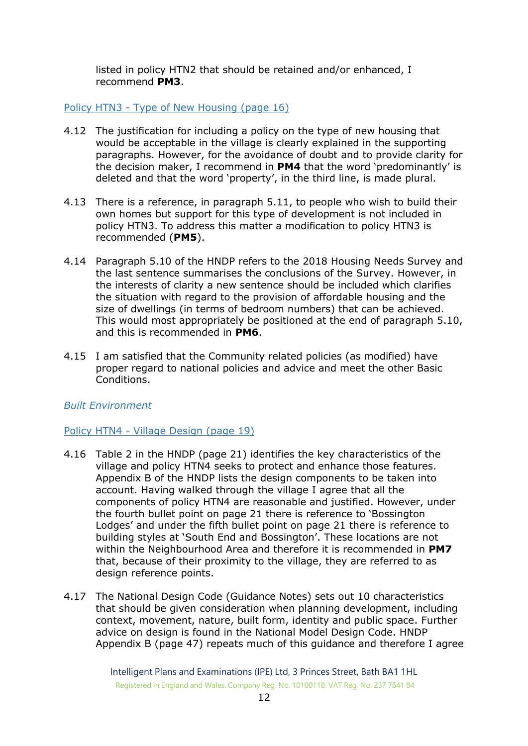listed in policy HTN2 that should be retained and/or enhanced, I recommend **PM3**.

Policy HTN3 - Type of New Housing (page 16)

4.12 The justification for including a policy on the type of new housing that would be acceptable in the village is clearly explained in the supporting paragraphs. However, for the avoidance of doubt and to provide clarity for the decision maker, I recommend in **PM4** that the word 'predominantly' is deleted and that the word 'property', in the third line, is made plural.

4.13 There is a reference, in paragraph 5.11, to people who wish to build their own homes but support for this type of development is not included in policy HTN3. To address this matter a modification to policy HTN3 is recommended (**PM5**).

4.14 Paragraph 5.10 of the HNDP refers to the 2018 Housing Needs Survey and the last sentence summarises the conclusions of the Survey. However, in the interests of clarity a new sentence should be included which clarifies the situation with regard to the provision of affordable housing and the size of dwellings (in terms of bedroom numbers) that can be achieved. This would most appropriately be positioned at the end of paragraph 5.10, and this is recommended in **PM6**.

4.15 I am satisfied that the Community related policies (as modified) have proper regard to national policies and advice and meet the other Basic Conditions.

*Built Environment*

Policy HTN4 - Village Design (page 19)

4.16 Table 2 in the HNDP (page 21) identifies the key characteristics of the village and policy HTN4 seeks to protect and enhance those features. Appendix B of the HNDP lists the design components to be taken into account. Having walked through the village I agree that all the components of policy HTN4 are reasonable and justified. However, under the fourth bullet point on page 21 there is reference to 'Bossington Lodges' and under the fifth bullet point on page 21 there is reference to building styles at 'South End and Bossington'. These locations are not within the Neighbourhood Area and therefore it is recommended in **PM7** that, because of their proximity to the village, they are referred to as design reference points.

4.17 The National Design Code (Guidance Notes) sets out 10 characteristics that should be given consideration when planning development, including context, movement, nature, built form, identity and public space. Further advice on design is found in the National Model Design Code. HNDP Appendix B (page 47) repeats much of this guidance and therefore I agree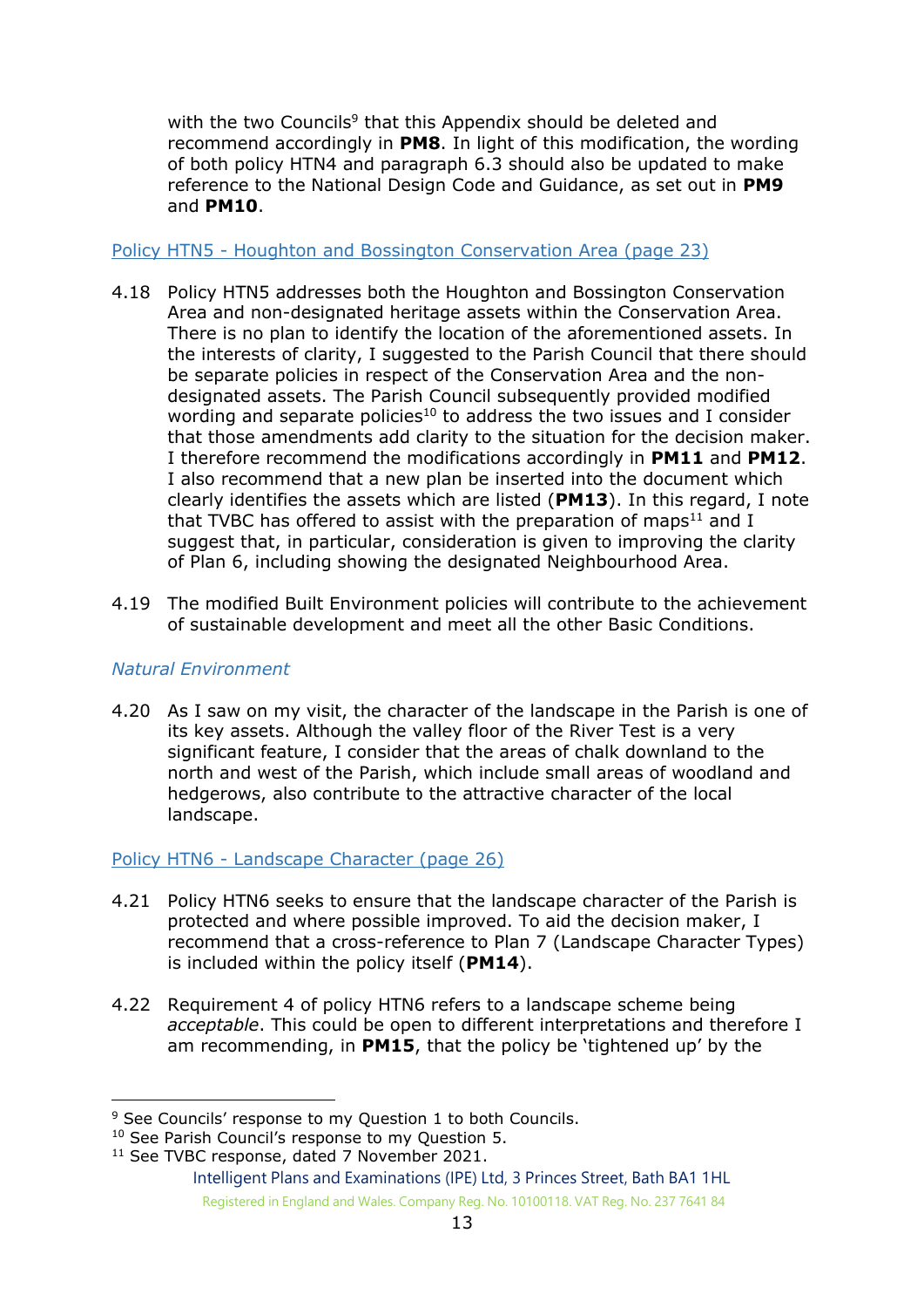with the two Councils[9] that this Appendix should be deleted and recommend accordingly in **PM8**. In light of this modification, the wording of both policy HTN4 and paragraph 6.3 should also be updated to make reference to the National Design Code and Guidance, as set out in **PM9** and **PM10**.

Policy HTN5 - Houghton and Bossington Conservation Area (page 23)

4.18 Policy HTN5 addresses both the Houghton and Bossington Conservation Area and non-designated heritage assets within the Conservation Area. There is no plan to identify the location of the aforementioned assets. In the interests of clarity, I suggested to the Parish Council that there should be separate policies in respect of the Conservation Area and the non-designated assets. The Parish Council subsequently provided modified wording and separate policies[10] to address the two issues and I consider that those amendments add clarity to the situation for the decision maker. I therefore recommend the modifications accordingly in **PM11** and **PM12**. I also recommend that a new plan be inserted into the document which clearly identifies the assets which are listed (**PM13**). In this regard, I note that TVBC has offered to assist with the preparation of maps[11] and I suggest that, in particular, consideration is given to improving the clarity of Plan 6, including showing the designated Neighbourhood Area.

4.19 The modified Built Environment policies will contribute to the achievement of sustainable development and meet all the other Basic Conditions.

*Natural Environment*

4.20 As I saw on my visit, the character of the landscape in the Parish is one of its key assets. Although the valley floor of the River Test is a very significant feature, I consider that the areas of chalk downland to the north and west of the Parish, which include small areas of woodland and hedgerows, also contribute to the attractive character of the local landscape.

Policy HTN6 - Landscape Character (page 26)

4.21 Policy HTN6 seeks to ensure that the landscape character of the Parish is protected and where possible improved. To aid the decision maker, I recommend that a cross-reference to Plan 7 (Landscape Character Types) is included within the policy itself (**PM14**).

4.22 Requirement 4 of policy HTN6 refers to a landscape scheme being *acceptable*. This could be open to different interpretations and therefore I am recommending, in **PM15**, that the policy be 'tightened up' by the

[9] See Councils' response to my Question 1 to both Councils.

[10] See Parish Council's response to my Question 5.

[11] See TVBC response, dated 7 November 2021.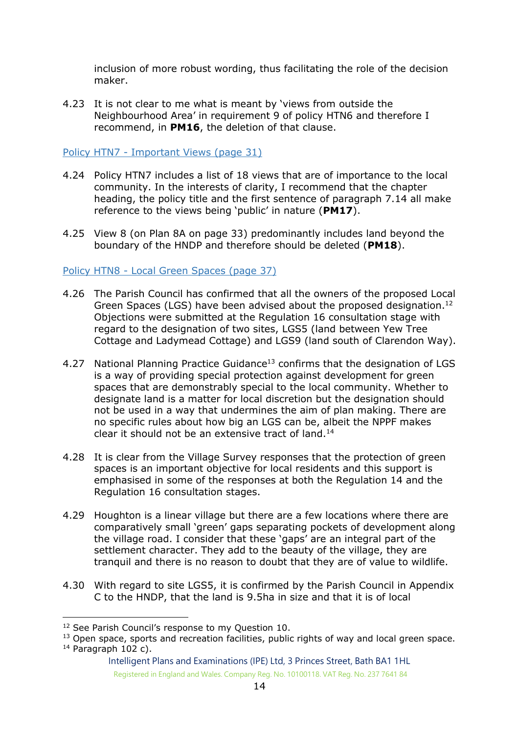inclusion of more robust wording, thus facilitating the role of the decision maker.

4.23 It is not clear to me what is meant by 'views from outside the Neighbourhood Area' in requirement 9 of policy HTN6 and therefore I recommend, in **PM16**, the deletion of that clause.

Policy HTN7 - Important Views (page 31)

4.24 Policy HTN7 includes a list of 18 views that are of importance to the local community. In the interests of clarity, I recommend that the chapter heading, the policy title and the first sentence of paragraph 7.14 all make reference to the views being 'public' in nature (**PM17**).

4.25 View 8 (on Plan 8A on page 33) predominantly includes land beyond the boundary of the HNDP and therefore should be deleted (**PM18**).

Policy HTN8 - Local Green Spaces (page 37)

4.26 The Parish Council has confirmed that all the owners of the proposed Local Green Spaces (LGS) have been advised about the proposed designation.[12] Objections were submitted at the Regulation 16 consultation stage with regard to the designation of two sites, LGS5 (land between Yew Tree Cottage and Ladymead Cottage) and LGS9 (land south of Clarendon Way).

4.27 National Planning Practice Guidance[13] confirms that the designation of LGS is a way of providing special protection against development for green spaces that are demonstrably special to the local community. Whether to designate land is a matter for local discretion but the designation should not be used in a way that undermines the aim of plan making. There are no specific rules about how big an LGS can be, albeit the NPPF makes clear it should not be an extensive tract of land.[14]

4.28 It is clear from the Village Survey responses that the protection of green spaces is an important objective for local residents and this support is emphasised in some of the responses at both the Regulation 14 and the Regulation 16 consultation stages.

4.29 Houghton is a linear village but there are a few locations where there are comparatively small 'green' gaps separating pockets of development along the village road. I consider that these 'gaps' are an integral part of the settlement character. They add to the beauty of the village, they are tranquil and there is no reason to doubt that they are of value to wildlife.

4.30 With regard to site LGS5, it is confirmed by the Parish Council in Appendix C to the HNDP, that the land is 9.5ha in size and that it is of local

---

[12] See Parish Council's response to my Question 10.
[13] Open space, sports and recreation facilities, public rights of way and local green space.
[14] Paragraph 102 c).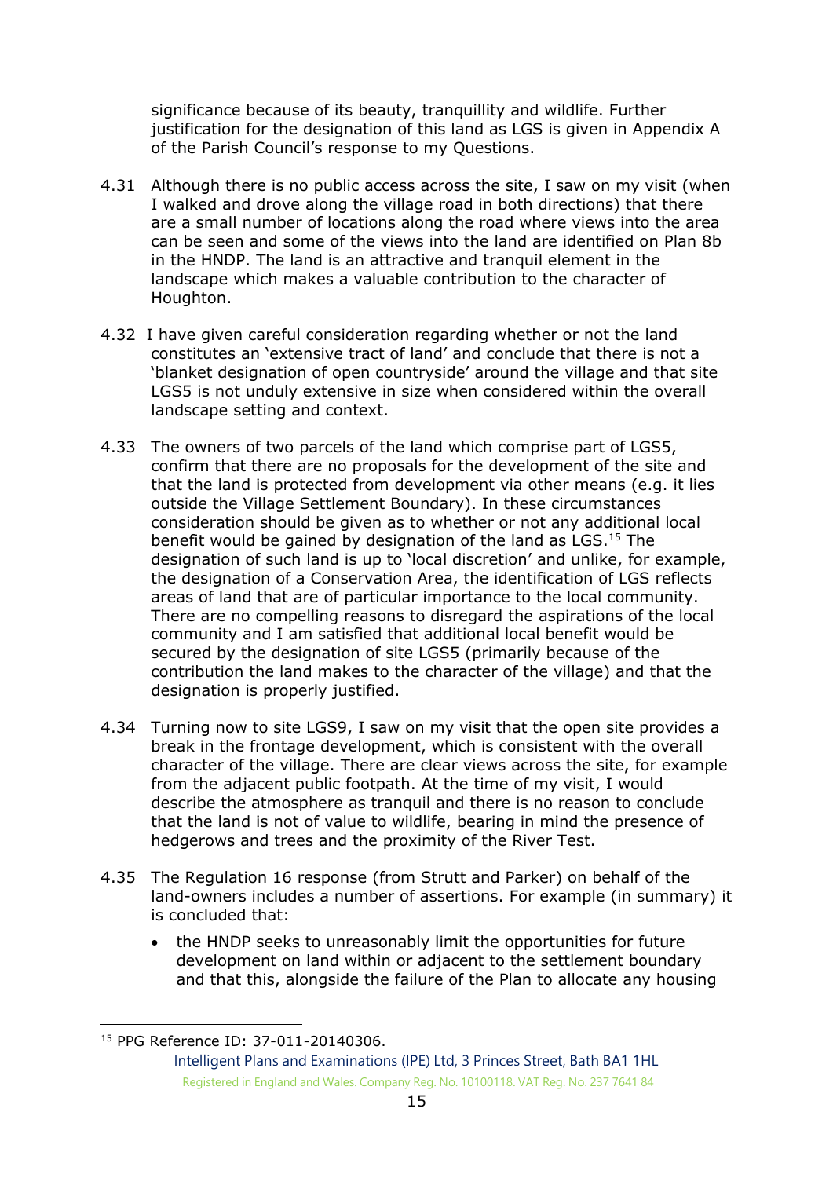significance because of its beauty, tranquillity and wildlife. Further justification for the designation of this land as LGS is given in Appendix A of the Parish Council's response to my Questions.

4.31 Although there is no public access across the site, I saw on my visit (when I walked and drove along the village road in both directions) that there are a small number of locations along the road where views into the area can be seen and some of the views into the land are identified on Plan 8b in the HNDP. The land is an attractive and tranquil element in the landscape which makes a valuable contribution to the character of Houghton.

4.32 I have given careful consideration regarding whether or not the land constitutes an 'extensive tract of land' and conclude that there is not a 'blanket designation of open countryside' around the village and that site LGS5 is not unduly extensive in size when considered within the overall landscape setting and context.

4.33 The owners of two parcels of the land which comprise part of LGS5, confirm that there are no proposals for the development of the site and that the land is protected from development via other means (e.g. it lies outside the Village Settlement Boundary). In these circumstances consideration should be given as to whether or not any additional local benefit would be gained by designation of the land as LGS.[15] The designation of such land is up to 'local discretion' and unlike, for example, the designation of a Conservation Area, the identification of LGS reflects areas of land that are of particular importance to the local community. There are no compelling reasons to disregard the aspirations of the local community and I am satisfied that additional local benefit would be secured by the designation of site LGS5 (primarily because of the contribution the land makes to the character of the village) and that the designation is properly justified.

4.34 Turning now to site LGS9, I saw on my visit that the open site provides a break in the frontage development, which is consistent with the overall character of the village. There are clear views across the site, for example from the adjacent public footpath. At the time of my visit, I would describe the atmosphere as tranquil and there is no reason to conclude that the land is not of value to wildlife, bearing in mind the presence of hedgerows and trees and the proximity of the River Test.

4.35 The Regulation 16 response (from Strutt and Parker) on behalf of the land-owners includes a number of assertions. For example (in summary) it is concluded that:

- the HNDP seeks to unreasonably limit the opportunities for future development on land within or adjacent to the settlement boundary and that this, alongside the failure of the Plan to allocate any housing

[15] PPG Reference ID: 37-011-20140306.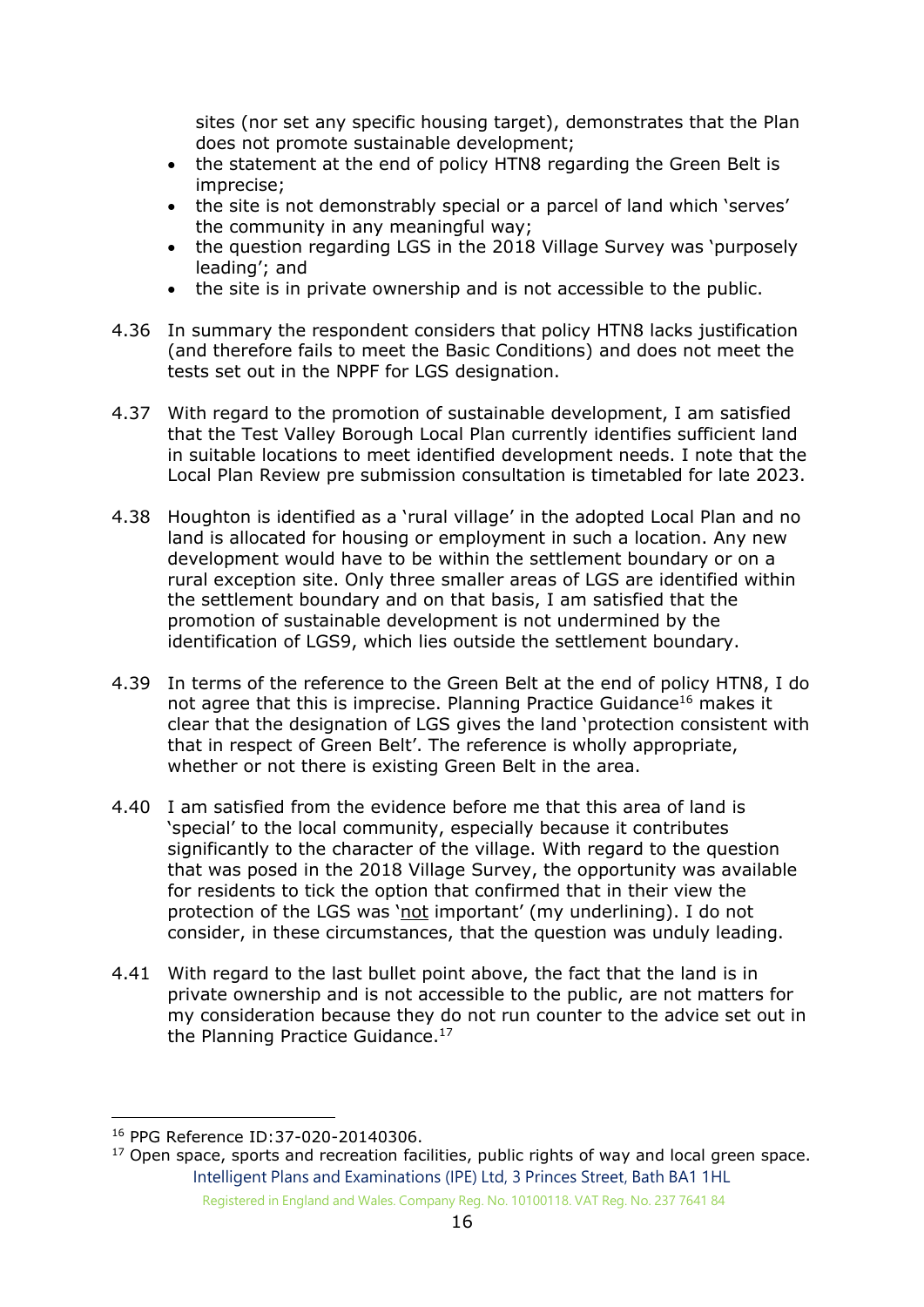sites (nor set any specific housing target), demonstrates that the Plan does not promote sustainable development;

- the statement at the end of policy HTN8 regarding the Green Belt is imprecise;
- the site is not demonstrably special or a parcel of land which 'serves' the community in any meaningful way;
- the question regarding LGS in the 2018 Village Survey was 'purposely leading'; and
- the site is in private ownership and is not accessible to the public.

4.36 In summary the respondent considers that policy HTN8 lacks justification (and therefore fails to meet the Basic Conditions) and does not meet the tests set out in the NPPF for LGS designation.

4.37 With regard to the promotion of sustainable development, I am satisfied that the Test Valley Borough Local Plan currently identifies sufficient land in suitable locations to meet identified development needs. I note that the Local Plan Review pre submission consultation is timetabled for late 2023.

4.38 Houghton is identified as a 'rural village' in the adopted Local Plan and no land is allocated for housing or employment in such a location. Any new development would have to be within the settlement boundary or on a rural exception site. Only three smaller areas of LGS are identified within the settlement boundary and on that basis, I am satisfied that the promotion of sustainable development is not undermined by the identification of LGS9, which lies outside the settlement boundary.

4.39 In terms of the reference to the Green Belt at the end of policy HTN8, I do not agree that this is imprecise. Planning Practice Guidance[16] makes it clear that the designation of LGS gives the land 'protection consistent with that in respect of Green Belt'. The reference is wholly appropriate, whether or not there is existing Green Belt in the area.

4.40 I am satisfied from the evidence before me that this area of land is 'special' to the local community, especially because it contributes significantly to the character of the village. With regard to the question that was posed in the 2018 Village Survey, the opportunity was available for residents to tick the option that confirmed that in their view the protection of the LGS was '<u>not</u> important' (my underlining). I do not consider, in these circumstances, that the question was unduly leading.

4.41 With regard to the last bullet point above, the fact that the land is in private ownership and is not accessible to the public, are not matters for my consideration because they do not run counter to the advice set out in the Planning Practice Guidance.[17]

---

[16] PPG Reference ID:37-020-20140306.

[17] Open space, sports and recreation facilities, public rights of way and local green space.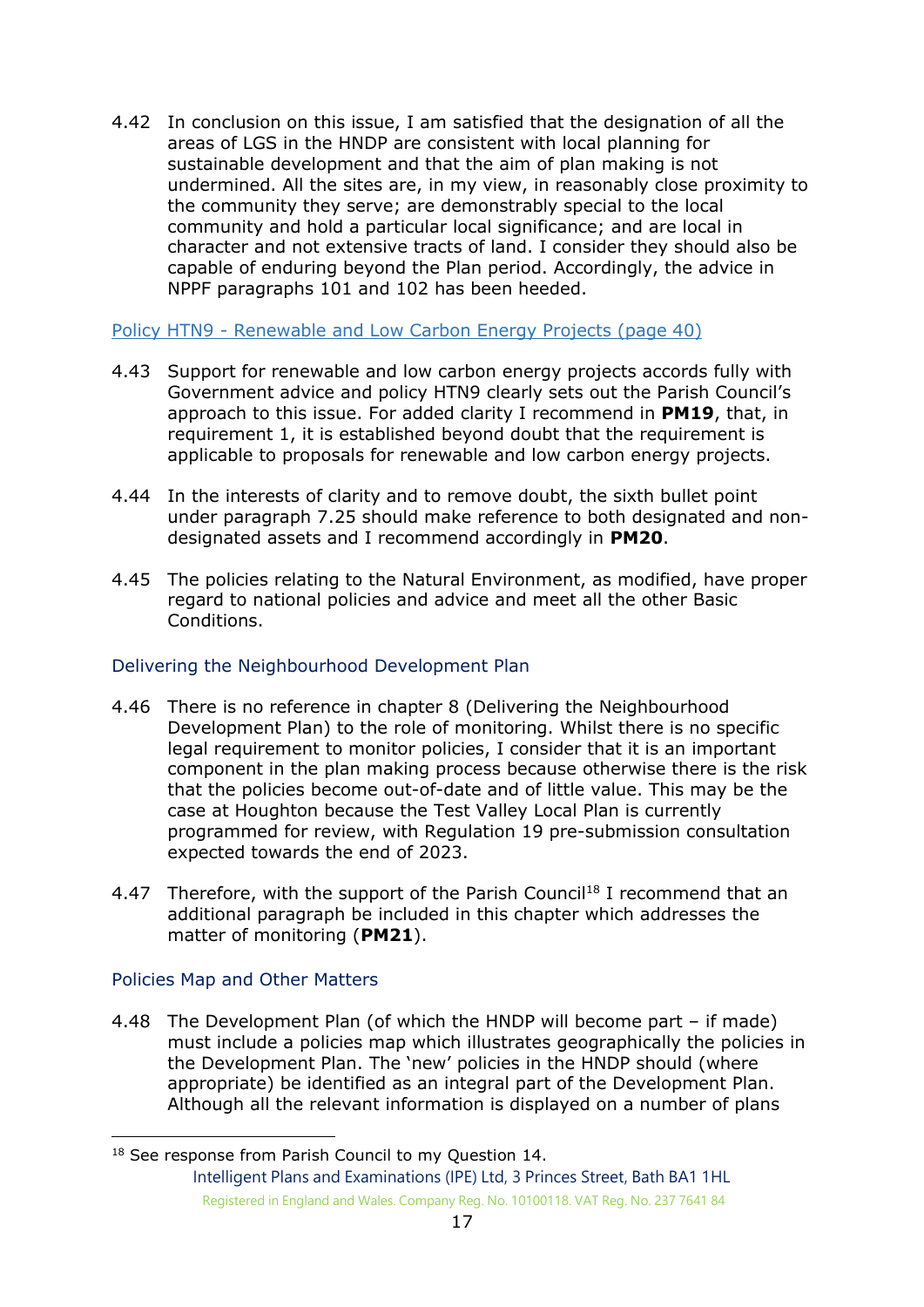4.42 In conclusion on this issue, I am satisfied that the designation of all the areas of LGS in the HNDP are consistent with local planning for sustainable development and that the aim of plan making is not undermined. All the sites are, in my view, in reasonably close proximity to the community they serve; are demonstrably special to the local community and hold a particular local significance; and are local in character and not extensive tracts of land. I consider they should also be capable of enduring beyond the Plan period. Accordingly, the advice in NPPF paragraphs 101 and 102 has been heeded.

### Policy HTN9 - Renewable and Low Carbon Energy Projects (page 40)

4.43 Support for renewable and low carbon energy projects accords fully with Government advice and policy HTN9 clearly sets out the Parish Council's approach to this issue. For added clarity I recommend in **PM19**, that, in requirement 1, it is established beyond doubt that the requirement is applicable to proposals for renewable and low carbon energy projects.

4.44 In the interests of clarity and to remove doubt, the sixth bullet point under paragraph 7.25 should make reference to both designated and non-designated assets and I recommend accordingly in **PM20**.

4.45 The policies relating to the Natural Environment, as modified, have proper regard to national policies and advice and meet all the other Basic Conditions.

### Delivering the Neighbourhood Development Plan

4.46 There is no reference in chapter 8 (Delivering the Neighbourhood Development Plan) to the role of monitoring. Whilst there is no specific legal requirement to monitor policies, I consider that it is an important component in the plan making process because otherwise there is the risk that the policies become out-of-date and of little value. This may be the case at Houghton because the Test Valley Local Plan is currently programmed for review, with Regulation 19 pre-submission consultation expected towards the end of 2023.

4.47 Therefore, with the support of the Parish Council[18] I recommend that an additional paragraph be included in this chapter which addresses the matter of monitoring (**PM21**).

### Policies Map and Other Matters

4.48 The Development Plan (of which the HNDP will become part – if made) must include a policies map which illustrates geographically the policies in the Development Plan. The 'new' policies in the HNDP should (where appropriate) be identified as an integral part of the Development Plan. Although all the relevant information is displayed on a number of plans

[18] See response from Parish Council to my Question 14.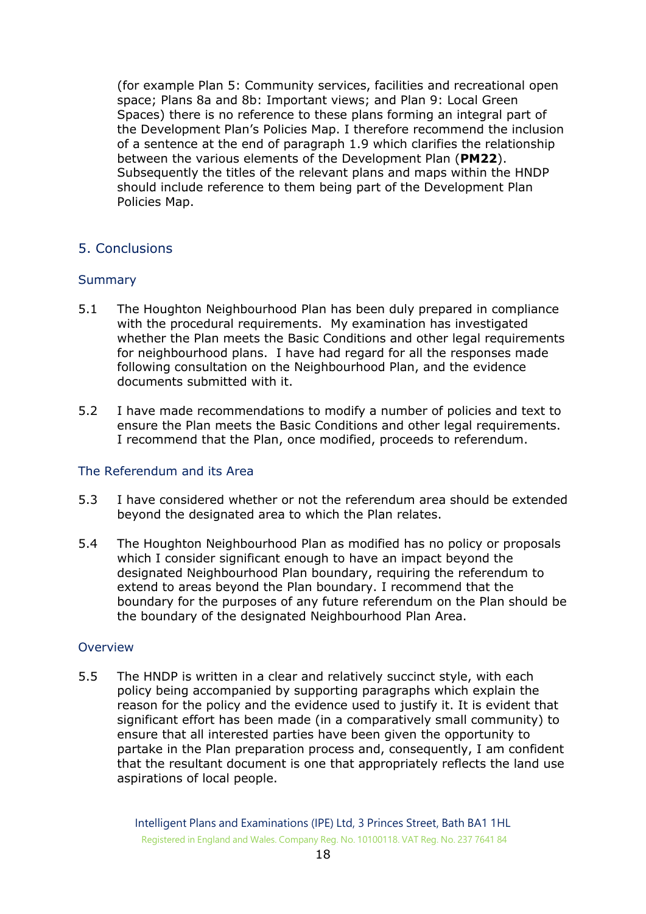(for example Plan 5: Community services, facilities and recreational open space; Plans 8a and 8b: Important views; and Plan 9: Local Green Spaces) there is no reference to these plans forming an integral part of the Development Plan's Policies Map. I therefore recommend the inclusion of a sentence at the end of paragraph 1.9 which clarifies the relationship between the various elements of the Development Plan (**PM22**). Subsequently the titles of the relevant plans and maps within the HNDP should include reference to them being part of the Development Plan Policies Map.

## 5. Conclusions

### Summary

5.1 The Houghton Neighbourhood Plan has been duly prepared in compliance with the procedural requirements. My examination has investigated whether the Plan meets the Basic Conditions and other legal requirements for neighbourhood plans. I have had regard for all the responses made following consultation on the Neighbourhood Plan, and the evidence documents submitted with it.

5.2 I have made recommendations to modify a number of policies and text to ensure the Plan meets the Basic Conditions and other legal requirements. I recommend that the Plan, once modified, proceeds to referendum.

### The Referendum and its Area

5.3 I have considered whether or not the referendum area should be extended beyond the designated area to which the Plan relates.

5.4 The Houghton Neighbourhood Plan as modified has no policy or proposals which I consider significant enough to have an impact beyond the designated Neighbourhood Plan boundary, requiring the referendum to extend to areas beyond the Plan boundary. I recommend that the boundary for the purposes of any future referendum on the Plan should be the boundary of the designated Neighbourhood Plan Area.

### Overview

5.5 The HNDP is written in a clear and relatively succinct style, with each policy being accompanied by supporting paragraphs which explain the reason for the policy and the evidence used to justify it. It is evident that significant effort has been made (in a comparatively small community) to ensure that all interested parties have been given the opportunity to partake in the Plan preparation process and, consequently, I am confident that the resultant document is one that appropriately reflects the land use aspirations of local people.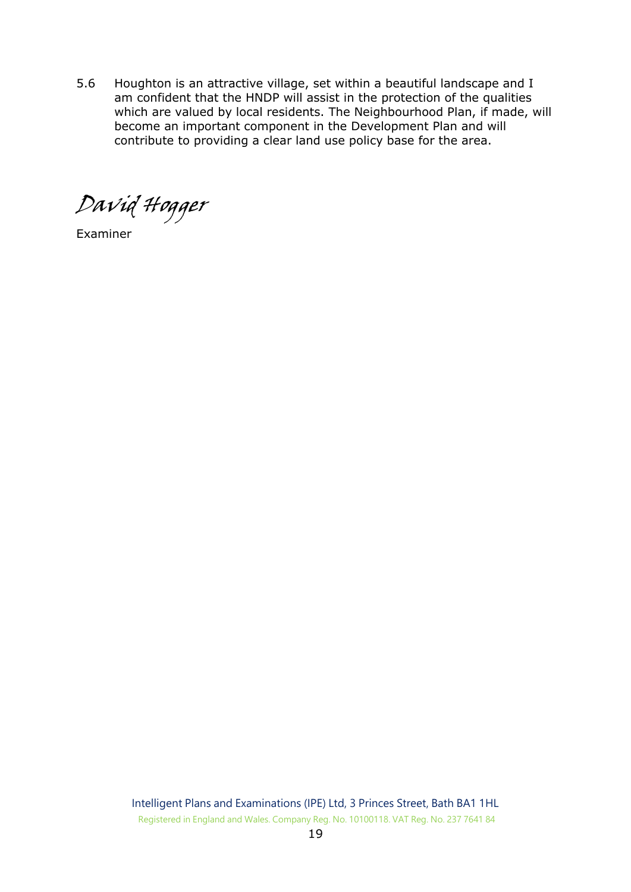5.6 Houghton is an attractive village, set within a beautiful landscape and I am confident that the HNDP will assist in the protection of the qualities which are valued by local residents. The Neighbourhood Plan, if made, will become an important component in the Development Plan and will contribute to providing a clear land use policy base for the area.

*David Hogger*

Examiner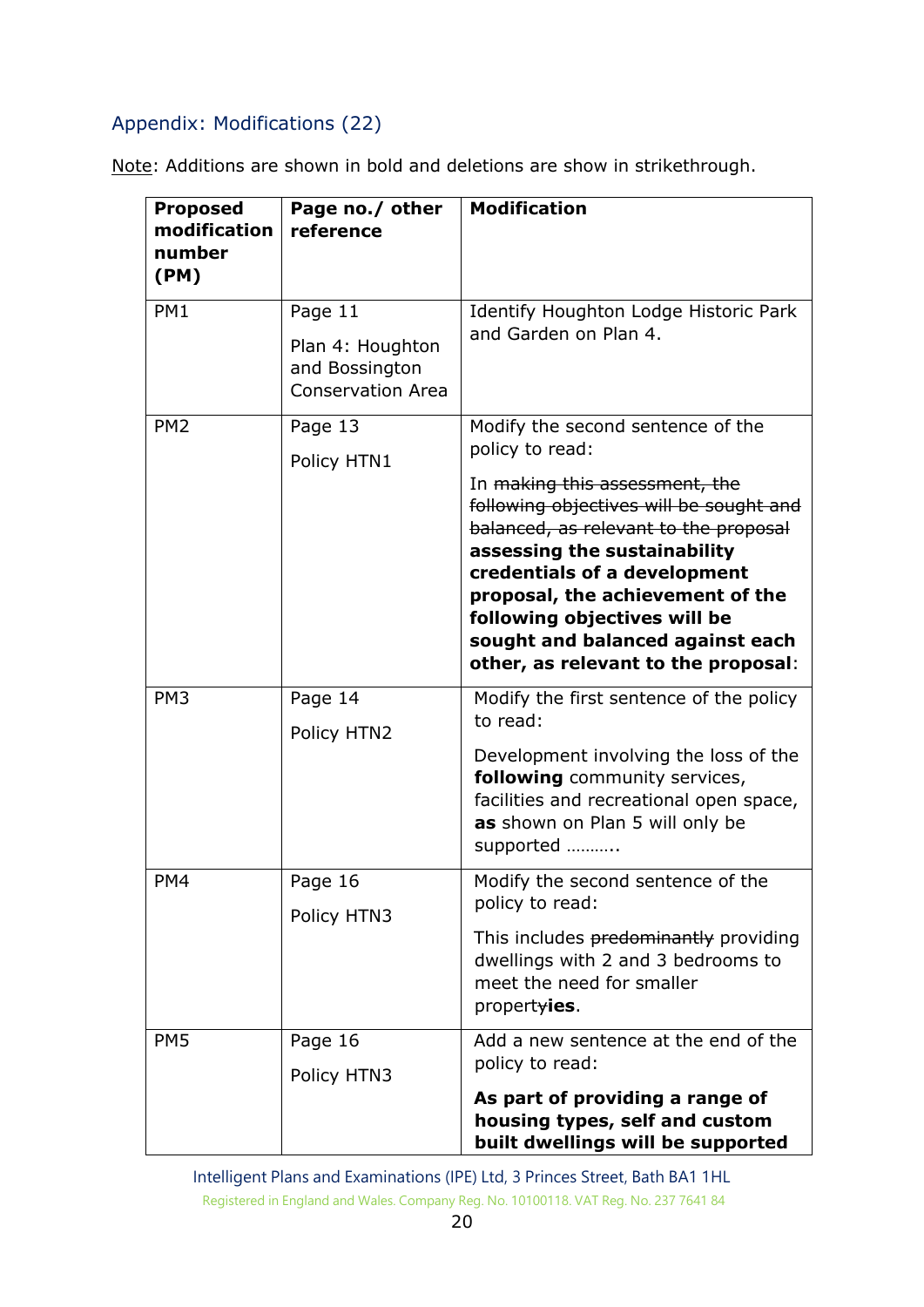## Appendix: Modifications (22)

Note: Additions are shown in bold and deletions are show in strikethrough.

| Proposed modification number (PM) | Page no./ other reference | Modification |
|---|---|---|
| PM1 | Page 11<br><br>Plan 4: Houghton and Bossington Conservation Area | Identify Houghton Lodge Historic Park and Garden on Plan 4. |
| PM2 | Page 13<br><br>Policy HTN1 | Modify the second sentence of the policy to read:<br><br>In ~~making this assessment, the following objectives will be sought and balanced, as relevant to the proposal~~ **assessing the sustainability credentials of a development proposal, the achievement of the following objectives will be sought and balanced against each other, as relevant to the proposal**: |
| PM3 | Page 14<br><br>Policy HTN2 | Modify the first sentence of the policy to read:<br><br>Development involving the loss of the **following** community services, facilities and recreational open space, **as** shown on Plan 5 will only be supported ……….. |
| PM4 | Page 16<br><br>Policy HTN3 | Modify the second sentence of the policy to read:<br><br>This includes ~~predominantly~~ providing dwellings with 2 and 3 bedrooms to meet the need for smaller propert~~y~~**ies**. |
| PM5 | Page 16<br><br>Policy HTN3 | Add a new sentence at the end of the policy to read:<br><br>**As part of providing a range of housing types, self and custom built dwellings will be supported** |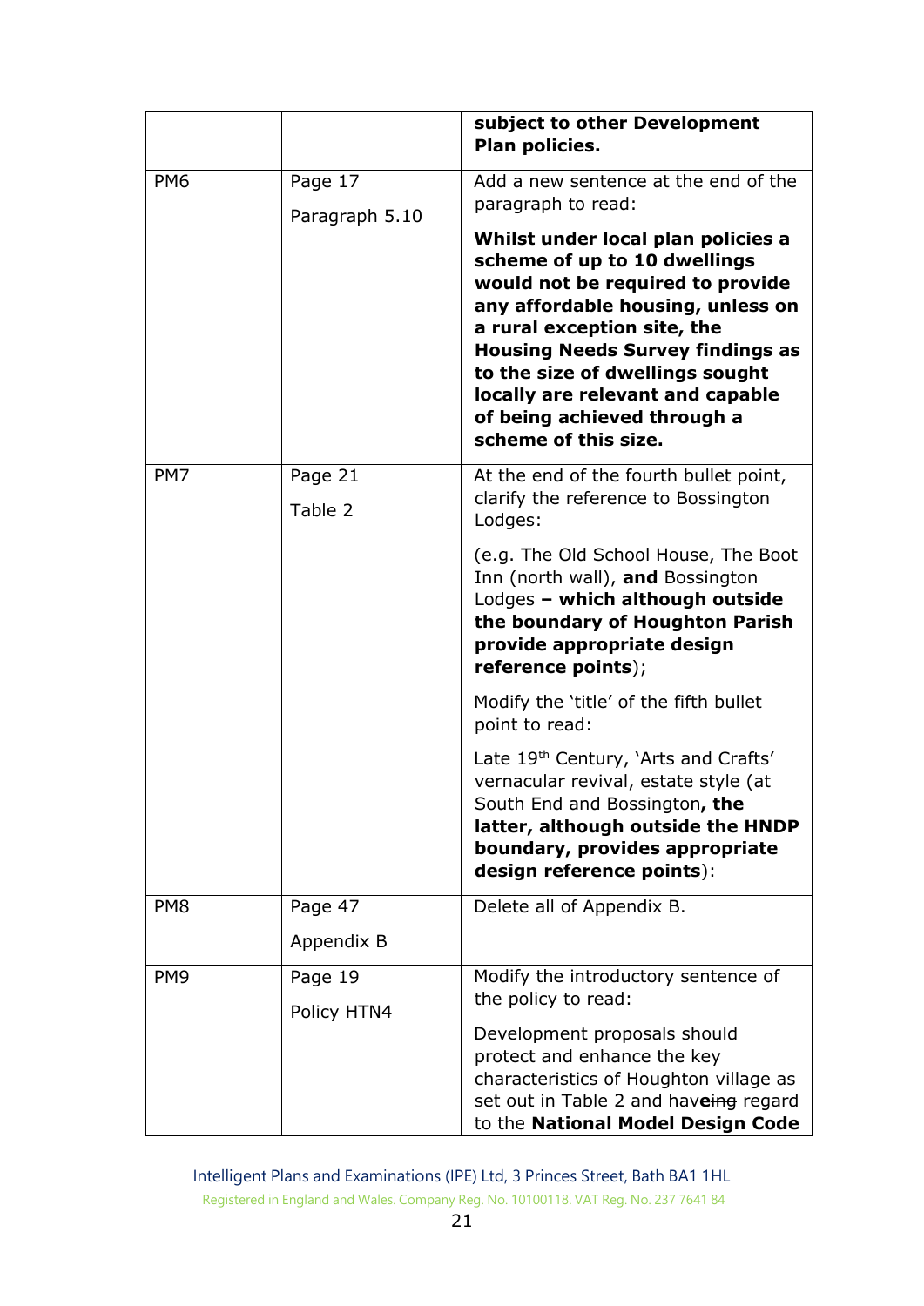| | | |
|---|---|---|
| | | **subject to other Development Plan policies.** |
| PM6 | Page 17<br><br>Paragraph 5.10 | Add a new sentence at the end of the paragraph to read:<br><br>**Whilst under local plan policies a scheme of up to 10 dwellings would not be required to provide any affordable housing, unless on a rural exception site, the Housing Needs Survey findings as to the size of dwellings sought locally are relevant and capable of being achieved through a scheme of this size.** |
| PM7 | Page 21<br><br>Table 2 | At the end of the fourth bullet point, clarify the reference to Bossington Lodges:<br><br>(e.g. The Old School House, The Boot Inn (north wall), **and** Bossington Lodges **– which although outside the boundary of Houghton Parish provide appropriate design reference points**);<br><br>Modify the 'title' of the fifth bullet point to read:<br><br>Late 19th Century, 'Arts and Crafts' vernacular revival, estate style (at South End and Bossington**, the latter, although outside the HNDP boundary, provides appropriate design reference points**): |
| PM8 | Page 47<br><br>Appendix B | Delete all of Appendix B. |
| PM9 | Page 19<br><br>Policy HTN4 | Modify the introductory sentence of the policy to read:<br><br>Development proposals should protect and enhance the key characteristics of Houghton village as set out in Table 2 and hav**e**~~ing~~ regard to the **National Model Design Code** |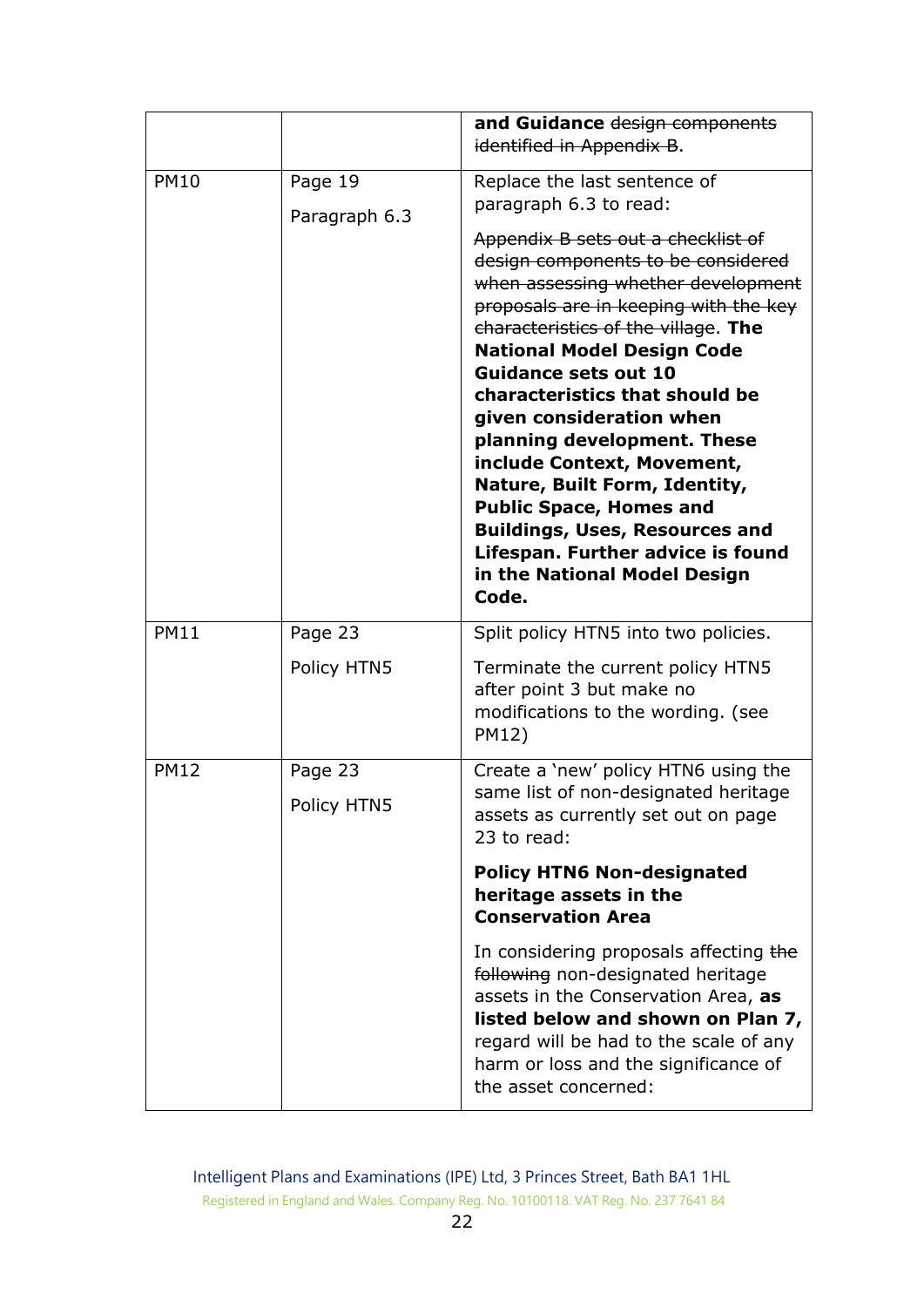| | | **and Guidance** ~~design components identified in Appendix B~~. |
|---|---|---|
| PM10 | Page 19<br><br>Paragraph 6.3 | Replace the last sentence of paragraph 6.3 to read:<br><br>~~Appendix B sets out a checklist of design components to be considered when assessing whether development proposals are in keeping with the key characteristics of the village~~. **The National Model Design Code Guidance sets out 10 characteristics that should be given consideration when planning development. These include Context, Movement, Nature, Built Form, Identity, Public Space, Homes and Buildings, Uses, Resources and Lifespan. Further advice is found in the National Model Design Code.** |
| PM11 | Page 23<br><br>Policy HTN5 | Split policy HTN5 into two policies.<br><br>Terminate the current policy HTN5 after point 3 but make no modifications to the wording. (see PM12) |
| PM12 | Page 23<br><br>Policy HTN5 | Create a 'new' policy HTN6 using the same list of non-designated heritage assets as currently set out on page 23 to read:<br><br>**Policy HTN6 Non-designated heritage assets in the Conservation Area**<br><br>In considering proposals affecting ~~the following~~ non-designated heritage assets in the Conservation Area, **as listed below and shown on Plan 7,** regard will be had to the scale of any harm or loss and the significance of the asset concerned: |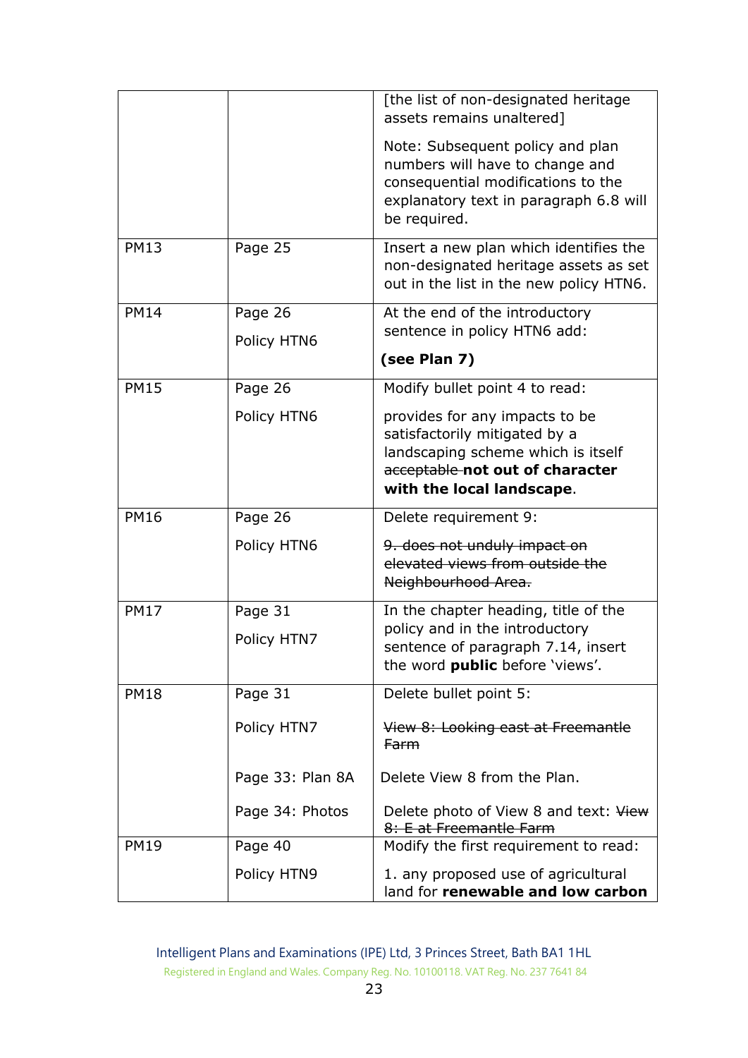| | | |
|---|---|---|
| | | [the list of non-designated heritage assets remains unaltered]<br><br>Note: Subsequent policy and plan numbers will have to change and consequential modifications to the explanatory text in paragraph 6.8 will be required. |
| PM13 | Page 25 | Insert a new plan which identifies the non-designated heritage assets as set out in the list in the new policy HTN6. |
| PM14 | Page 26<br><br>Policy HTN6 | At the end of the introductory sentence in policy HTN6 add:<br><br>**(see Plan 7)** |
| PM15 | Page 26<br><br>Policy HTN6 | Modify bullet point 4 to read:<br><br>provides for any impacts to be satisfactorily mitigated by a landscaping scheme which is itself ~~acceptable~~ **not out of character with the local landscape**. |
| PM16 | Page 26<br><br>Policy HTN6 | Delete requirement 9:<br><br>~~9. does not unduly impact on elevated views from outside the Neighbourhood Area.~~ |
| PM17 | Page 31<br><br>Policy HTN7 | In the chapter heading, title of the policy and in the introductory sentence of paragraph 7.14, insert the word **public** before 'views'. |
| PM18 | Page 31<br><br>Policy HTN7<br><br>Page 33: Plan 8A<br><br>Page 34: Photos | Delete bullet point 5:<br><br>~~View 8: Looking east at Freemantle Farm~~<br><br>Delete View 8 from the Plan.<br><br>Delete photo of View 8 and text: ~~View 8: E at Freemantle Farm~~ |
| PM19 | Page 40<br><br>Policy HTN9 | Modify the first requirement to read:<br><br>1. any proposed use of agricultural land for **renewable and low carbon** |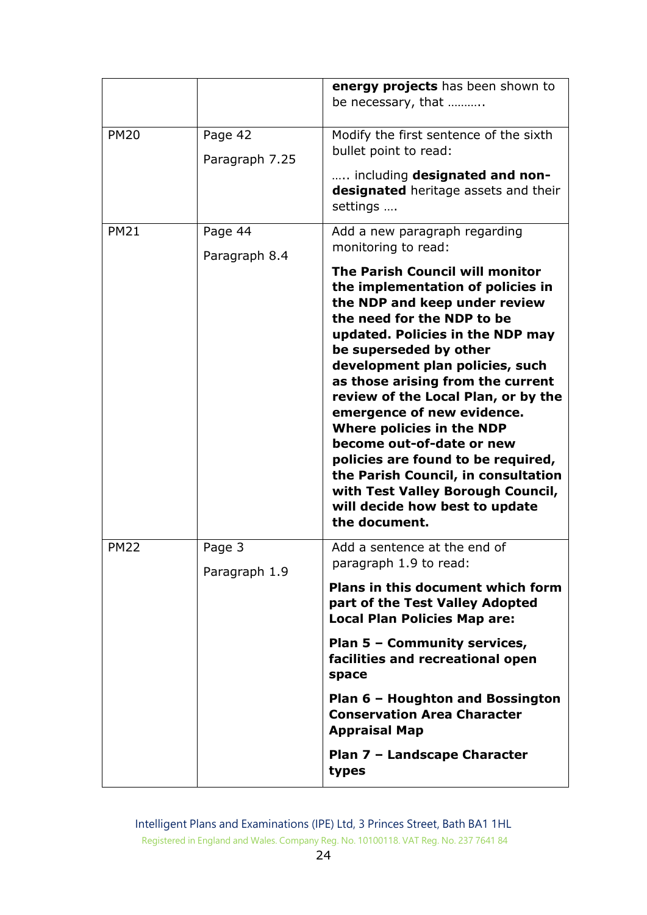| | | |
|---|---|---|
| | | **energy projects** has been shown to be necessary, that ……….. |
| PM20 | Page 42<br><br>Paragraph 7.25 | Modify the first sentence of the sixth bullet point to read:<br><br>….. including **designated and non-designated** heritage assets and their settings …. |
| PM21 | Page 44<br><br>Paragraph 8.4 | Add a new paragraph regarding monitoring to read:<br><br>**The Parish Council will monitor the implementation of policies in the NDP and keep under review the need for the NDP to be updated. Policies in the NDP may be superseded by other development plan policies, such as those arising from the current review of the Local Plan, or by the emergence of new evidence. Where policies in the NDP become out-of-date or new policies are found to be required, the Parish Council, in consultation with Test Valley Borough Council, will decide how best to update the document.** |
| PM22 | Page 3<br><br>Paragraph 1.9 | Add a sentence at the end of paragraph 1.9 to read:<br><br>**Plans in this document which form part of the Test Valley Adopted Local Plan Policies Map are:**<br><br>**Plan 5 – Community services, facilities and recreational open space**<br><br>**Plan 6 – Houghton and Bossington Conservation Area Character Appraisal Map**<br><br>**Plan 7 – Landscape Character types** |

Intelligent Plans and Examinations (IPE) Ltd, 3 Princes Street, Bath BA1 1HL
Registered in England and Wales. Company Reg. No. 10100118. VAT Reg. No. 237 7641 84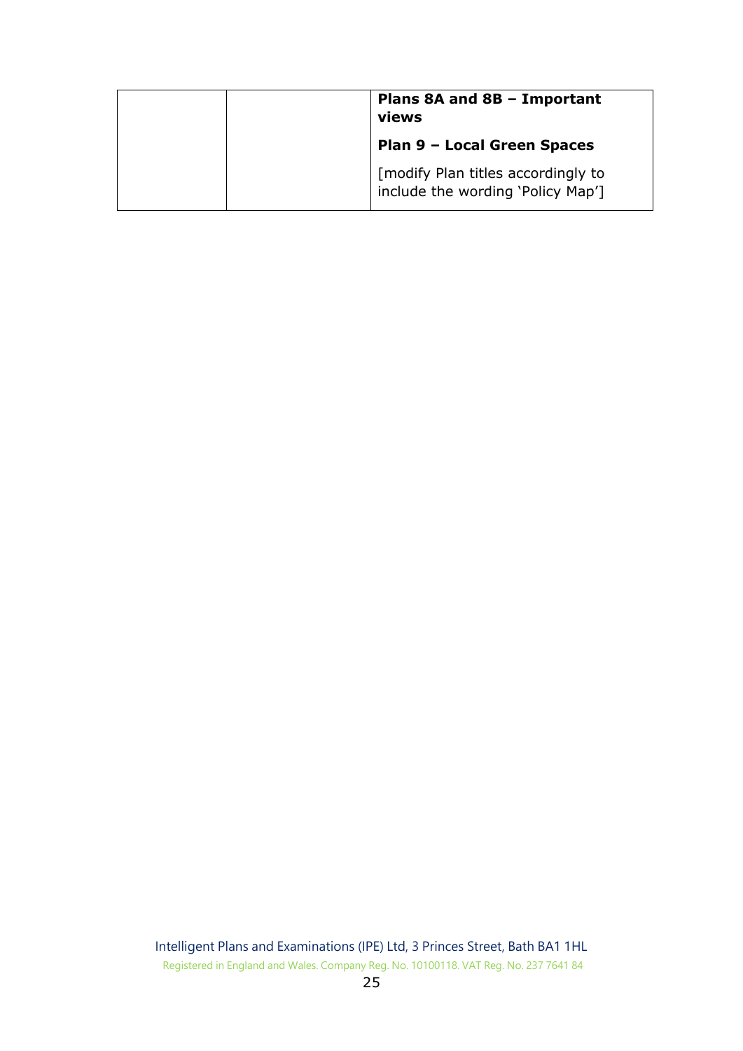| | | |
|---|---|---|
| | | **Plans 8A and 8B – Important views**<br><br>**Plan 9 – Local Green Spaces**<br><br>[modify Plan titles accordingly to include the wording 'Policy Map'] |